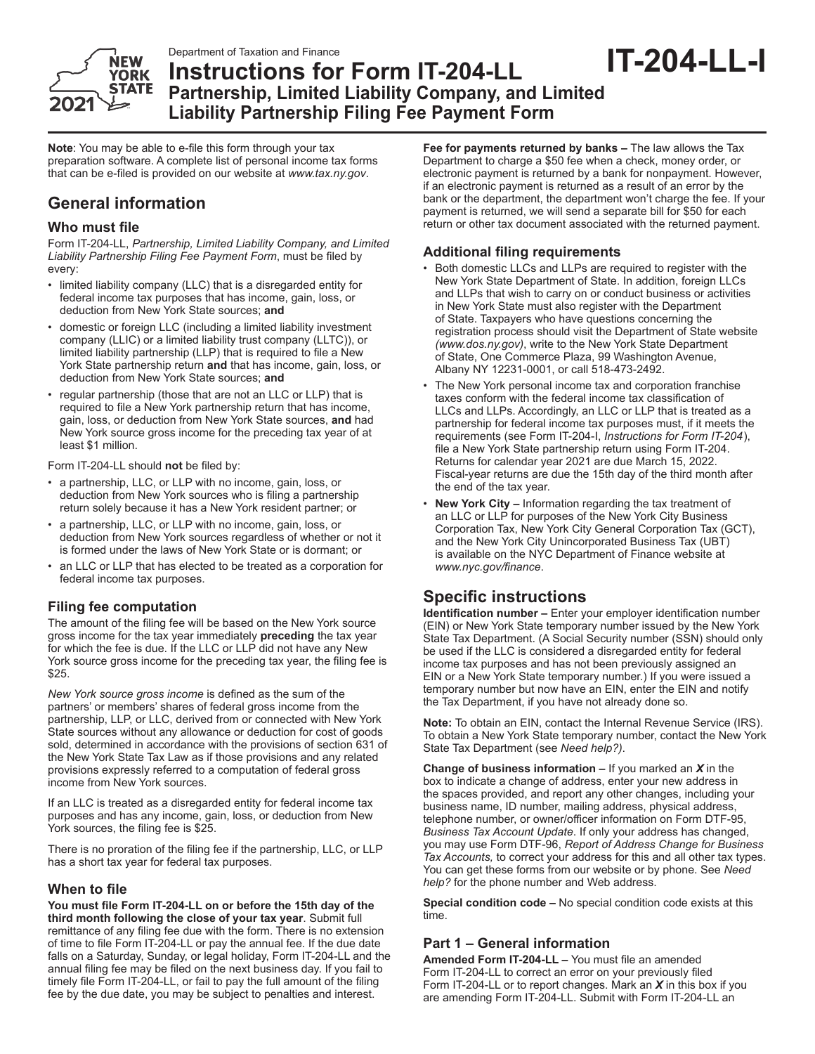Department of Taxation and Finance

# Instructions for Form IT-204-LL

## Partnership, Limited Liability Company, and Limited Liability Partnership Filing Fee Payment Form

**IT-204-LL-I**

2021

**Note**: You may be able to e-file this form through your tax preparation software. A complete list of personal income tax forms that can be e-filed is provided on our website at *www.tax.ny.gov*.

## General information

### Who must file

Form IT-204-LL, *Partnership, Limited Liability Company, and Limited Liability Partnership Filing Fee Payment Form*, must be filed by every:

- limited liability company (LLC) that is a disregarded entity for federal income tax purposes that has income, gain, loss, or deduction from New York State sources; **and**
- domestic or foreign LLC (including a limited liability investment company (LLIC) or a limited liability trust company (LLTC)), or limited liability partnership (LLP) that is required to file a New York State partnership return **and** that has income, gain, loss, or deduction from New York State sources; **and**
- regular partnership (those that are not an LLC or LLP) that is required to file a New York partnership return that has income, gain, loss, or deduction from New York State sources, **and** had New York source gross income for the preceding tax year of at least $1 million.

Form IT-204-LL should **not** be filed by:

- a partnership, LLC, or LLP with no income, gain, loss, or deduction from New York sources who is filing a partnership return solely because it has a New York resident partner; or
- a partnership, LLC, or LLP with no income, gain, loss, or deduction from New York sources regardless of whether or not it is formed under the laws of New York State or is dormant; or
- an LLC or LLP that has elected to be treated as a corporation for federal income tax purposes.

### Filing fee computation

The amount of the filing fee will be based on the New York source gross income for the tax year immediately **preceding** the tax year for which the fee is due. If the LLC or LLP did not have any New York source gross income for the preceding tax year, the filing fee is $25.

*New York source gross income* is defined as the sum of the partners' or members' shares of federal gross income from the partnership, LLP, or LLC, derived from or connected with New York State sources without any allowance or deduction for cost of goods sold, determined in accordance with the provisions of section 631 of the New York State Tax Law as if those provisions and any related provisions expressly referred to a computation of federal gross income from New York sources.

If an LLC is treated as a disregarded entity for federal income tax purposes and has any income, gain, loss, or deduction from New York sources, the filing fee is $25.

There is no proration of the filing fee if the partnership, LLC, or LLP has a short tax year for federal tax purposes.

### When to file

**You must file Form IT-204-LL on or before the 15th day of the third month following the close of your tax year**. Submit full remittance of any filing fee due with the form. There is no extension of time to file Form IT-204-LL or pay the annual fee. If the due date falls on a Saturday, Sunday, or legal holiday, Form IT-204-LL and the annual filing fee may be filed on the next business day. If you fail to timely file Form IT-204-LL, or fail to pay the full amount of the filing fee by the due date, you may be subject to penalties and interest.

**Fee for payments returned by banks –** The law allows the Tax Department to charge a $50 fee when a check, money order, or electronic payment is returned by a bank for nonpayment. However, if an electronic payment is returned as a result of an error by the bank or the department, the department won't charge the fee. If your payment is returned, we will send a separate bill for $50 for each return or other tax document associated with the returned payment.

### Additional filing requirements

- Both domestic LLCs and LLPs are required to register with the New York State Department of State. In addition, foreign LLCs and LLPs that wish to carry on or conduct business or activities in New York State must also register with the Department of State. Taxpayers who have questions concerning the registration process should visit the Department of State website *(www.dos.ny.gov)*, write to the New York State Department of State, One Commerce Plaza, 99 Washington Avenue, Albany NY 12231-0001, or call 518-473-2492.
- The New York personal income tax and corporation franchise taxes conform with the federal income tax classification of LLCs and LLPs. Accordingly, an LLC or LLP that is treated as a partnership for federal income tax purposes must, if it meets the requirements (see Form IT-204-I, *Instructions for Form IT-204*), file a New York State partnership return using Form IT-204. Returns for calendar year 2021 are due March 15, 2022. Fiscal-year returns are due the 15th day of the third month after the end of the tax year.
- **New York City –** Information regarding the tax treatment of an LLC or LLP for purposes of the New York City Business Corporation Tax, New York City General Corporation Tax (GCT), and the New York City Unincorporated Business Tax (UBT) is available on the NYC Department of Finance website at *www.nyc.gov/finance*.

## Specific instructions

**Identification number –** Enter your employer identification number (EIN) or New York State temporary number issued by the New York State Tax Department. (A Social Security number (SSN) should only be used if the LLC is considered a disregarded entity for federal income tax purposes and has not been previously assigned an EIN or a New York State temporary number.) If you were issued a temporary number but now have an EIN, enter the EIN and notify the Tax Department, if you have not already done so.

**Note:** To obtain an EIN, contact the Internal Revenue Service (IRS). To obtain a New York State temporary number, contact the New York State Tax Department (see *Need help?)*.

**Change of business information –** If you marked an ***X*** in the box to indicate a change of address, enter your new address in the spaces provided, and report any other changes, including your business name, ID number, mailing address, physical address, telephone number, or owner/officer information on Form DTF-95, *Business Tax Account Update*. If only your address has changed, you may use Form DTF-96, *Report of Address Change for Business Tax Accounts,* to correct your address for this and all other tax types. You can get these forms from our website or by phone. See *Need help?* for the phone number and Web address.

**Special condition code –** No special condition code exists at this time.

### Part 1 – General information

**Amended Form IT-204-LL –** You must file an amended Form IT-204-LL to correct an error on your previously filed Form IT-204-LL or to report changes. Mark an ***X*** in this box if you are amending Form IT-204-LL. Submit with Form IT-204-LL an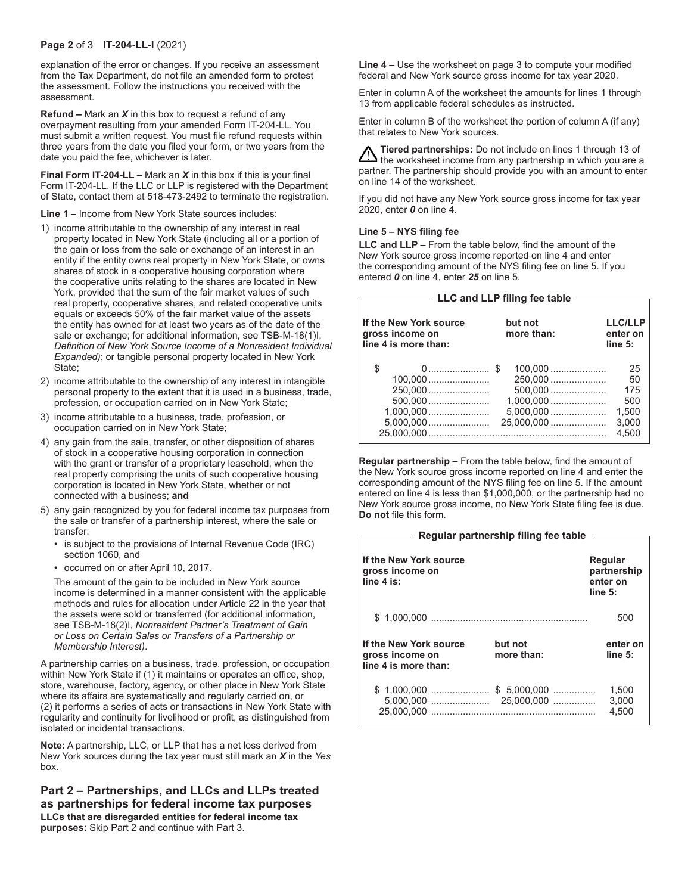explanation of the error or changes. If you receive an assessment from the Tax Department, do not file an amended form to protest the assessment. Follow the instructions you received with the assessment.

**Refund –** Mark an ***X*** in this box to request a refund of any overpayment resulting from your amended Form IT-204-LL. You must submit a written request. You must file refund requests within three years from the date you filed your form, or two years from the date you paid the fee, whichever is later.

**Final Form IT-204-LL –** Mark an ***X*** in this box if this is your final Form IT-204-LL. If the LLC or LLP is registered with the Department of State, contact them at 518-473-2492 to terminate the registration.

**Line 1 –** Income from New York State sources includes:

1) income attributable to the ownership of any interest in real property located in New York State (including all or a portion of the gain or loss from the sale or exchange of an interest in an entity if the entity owns real property in New York State, or owns shares of stock in a cooperative housing corporation where the cooperative units relating to the shares are located in New York, provided that the sum of the fair market values of such real property, cooperative shares, and related cooperative units equals or exceeds 50% of the fair market value of the assets the entity has owned for at least two years as of the date of the sale or exchange; for additional information, see TSB-M-18(1)I, *Definition of New York Source Income of a Nonresident Individual Expanded)*; or tangible personal property located in New York State;
2) income attributable to the ownership of any interest in intangible personal property to the extent that it is used in a business, trade, profession, or occupation carried on in New York State;
3) income attributable to a business, trade, profession, or occupation carried on in New York State;
4) any gain from the sale, transfer, or other disposition of shares of stock in a cooperative housing corporation in connection with the grant or transfer of a proprietary leasehold, when the real property comprising the units of such cooperative housing corporation is located in New York State, whether or not connected with a business; **and**
5) any gain recognized by you for federal income tax purposes from the sale or transfer of a partnership interest, where the sale or transfer:
   - is subject to the provisions of Internal Revenue Code (IRC) section 1060, and
   - occurred on or after April 10, 2017.

   The amount of the gain to be included in New York source income is determined in a manner consistent with the applicable methods and rules for allocation under Article 22 in the year that the assets were sold or transferred (for additional information, see TSB-M-18(2)I, *Nonresident Partner's Treatment of Gain or Loss on Certain Sales or Transfers of a Partnership or Membership Interest)*.

A partnership carries on a business, trade, profession, or occupation within New York State if (1) it maintains or operates an office, shop, store, warehouse, factory, agency, or other place in New York State where its affairs are systematically and regularly carried on, or (2) it performs a series of acts or transactions in New York State with regularity and continuity for livelihood or profit, as distinguished from isolated or incidental transactions.

**Note:** A partnership, LLC, or LLP that has a net loss derived from New York sources during the tax year must still mark an ***X*** in the *Yes* box.

## Part 2 – Partnerships, and LLCs and LLPs treated as partnerships for federal income tax purposes

**LLCs that are disregarded entities for federal income tax purposes:** Skip Part 2 and continue with Part 3.

**Line 4 –** Use the worksheet on page 3 to compute your modified federal and New York source gross income for tax year 2020.

Enter in column A of the worksheet the amounts for lines 1 through 13 from applicable federal schedules as instructed.

Enter in column B of the worksheet the portion of column A (if any) that relates to New York sources.

**Tiered partnerships:** Do not include on lines 1 through 13 of the worksheet income from any partnership in which you are a partner. The partnership should provide you with an amount to enter on line 14 of the worksheet.

If you did not have any New York source gross income for tax year 2020, enter ***0*** on line 4.

**Line 5 – NYS filing fee**

**LLC and LLP –** From the table below, find the amount of the New York source gross income reported on line 4 and enter the corresponding amount of the NYS filing fee on line 5. If you entered ***0*** on line 4, enter ***25*** on line 5.

**LLC and LLP filing fee table**

| If the New York source gross income on line 4 is more than: | but not more than: | LLC/LLP enter on line 5: |
|---|---|---|
| $ 0 | $ 100,000 | 25 |
| 100,000 | 250,000 | 50 |
| 250,000 | 500,000 | 175 |
| 500,000 | 1,000,000 | 500 |
| 1,000,000 | 5,000,000 | 1,500 |
| 5,000,000 | 25,000,000 | 3,000 |
| 25,000,000 | | 4,500 |

**Regular partnership –** From the table below, find the amount of the New York source gross income reported on line 4 and enter the corresponding amount of the NYS filing fee on line 5. If the amount entered on line 4 is less than $1,000,000, or the partnership had no New York source gross income, no New York State filing fee is due. **Do not** file this form.

**Regular partnership filing fee table**

| If the New York source gross income on line 4 is: | | Regular partnership enter on line 5: |
|---|---|---|
| $ 1,000,000 | | 500 |
| **If the New York source gross income on line 4 is more than:** | **but not more than:** | **enter on line 5:** |
| $ 1,000,000 | $ 5,000,000 | 1,500 |
| 5,000,000 | 25,000,000 | 3,000 |
| 25,000,000 | | 4,500 |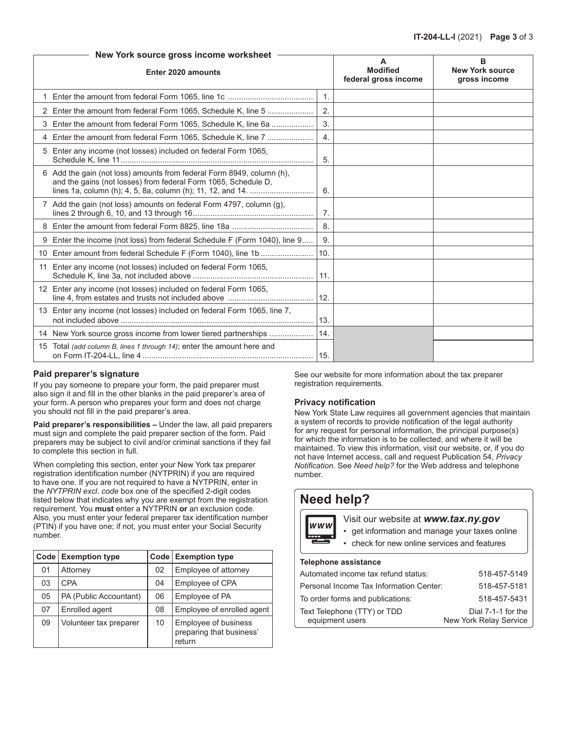## New York source gross income worksheet

| Enter 2020 amounts | | A Modified federal gross income | B New York source gross income |
|---|---|---|---|
| 1 Enter the amount from federal Form 1065, line 1c ...................................... | 1. | | |
| 2 Enter the amount from federal Form 1065, Schedule K, line 5 .................... | 2. | | |
| 3 Enter the amount from federal Form 1065, Schedule K, line 6a .................. | 3. | | |
| 4 Enter the amount from federal Form 1065, Schedule K, line 7 .................... | 4. | | |
| 5 Enter any income (not losses) included on federal Form 1065, Schedule K, line 11 ........................................................................................ | 5. | | |
| 6 Add the gain (not loss) amounts from federal Form 8949, column (h), and the gains (not losses) from federal Form 1065, Schedule D, lines 1a, column (h); 4, 5, 8a, column (h); 11, 12, and 14. ............................ | 6. | | |
| 7 Add the gain (not loss) amounts on federal Form 4797, column (g), lines 2 through 6, 10, and 13 through 16...................................................... | 7. | | |
| 8 Enter the amount from federal Form 8825, line 18a .................................... | 8. | | |
| 9 Enter the income (not loss) from federal Schedule F (Form 1040), line 9..... | 9. | | |
| 10 Enter amount from federal Schedule F (Form 1040), line 1b ....................... | 10. | | |
| 11 Enter any income (not losses) included on federal Form 1065, Schedule K, line 3a, not included above ...................................................... | 11. | | |
| 12 Enter any income (not losses) included on federal Form 1065, line 4, from estates and trusts not included above ...................................... | 12. | | |
| 13 Enter any income (not losses) included on federal Form 1065, line 7, not included above ....................................................................................... | 13. | | |
| 14 New York source gross income from lower tiered partnerships ................... | 14. | | |
| 15 Total *(add column B, lines 1 through 14)*; enter the amount here and on Form IT-204-LL, line 4 ............................................................................. | 15. | | |

### Paid preparer's signature

If you pay someone to prepare your form, the paid preparer must also sign it and fill in the other blanks in the paid preparer's area of your form. A person who prepares your form and does not charge you should not fill in the paid preparer's area.

**Paid preparer's responsibilities –** Under the law, all paid preparers must sign and complete the paid preparer section of the form. Paid preparers may be subject to civil and/or criminal sanctions if they fail to complete this section in full.

When completing this section, enter your New York tax preparer registration identification number (NYTPRIN) if you are required to have one. If you are not required to have a NYTPRIN, enter in the *NYTPRIN excl. code* box one of the specified 2-digit codes listed below that indicates why you are exempt from the registration requirement. You **must** enter a NYTPRIN **or** an exclusion code. Also, you must enter your federal preparer tax identification number (PTIN) if you have one; if not, you must enter your Social Security number.

| Code | Exemption type | Code | Exemption type |
|---|---|---|---|
| 01 | Attorney | 02 | Employee of attorney |
| 03 | CPA | 04 | Employee of CPA |
| 05 | PA (Public Accountant) | 06 | Employee of PA |
| 07 | Enrolled agent | 08 | Employee of enrolled agent |
| 09 | Volunteer tax preparer | 10 | Employee of business preparing that business' return |

See our website for more information about the tax preparer registration requirements.

### Privacy notification

New York State Law requires all government agencies that maintain a system of records to provide notification of the legal authority for any request for personal information, the principal purpose(s) for which the information is to be collected, and where it will be maintained. To view this information, visit our website, or, if you do not have Internet access, call and request Publication 54, *Privacy Notification*. See *Need help?* for the Web address and telephone number.

## Need help?

Visit our website at ***www.tax.ny.gov***
- get information and manage your taxes online
- check for new online services and features

**Telephone assistance**

| | |
|---|---|
| Automated income tax refund status: | 518-457-5149 |
| Personal Income Tax Information Center: | 518-457-5181 |
| To order forms and publications: | 518-457-5431 |
| Text Telephone (TTY) or TDD equipment users | Dial 7-1-1 for the New York Relay Service |